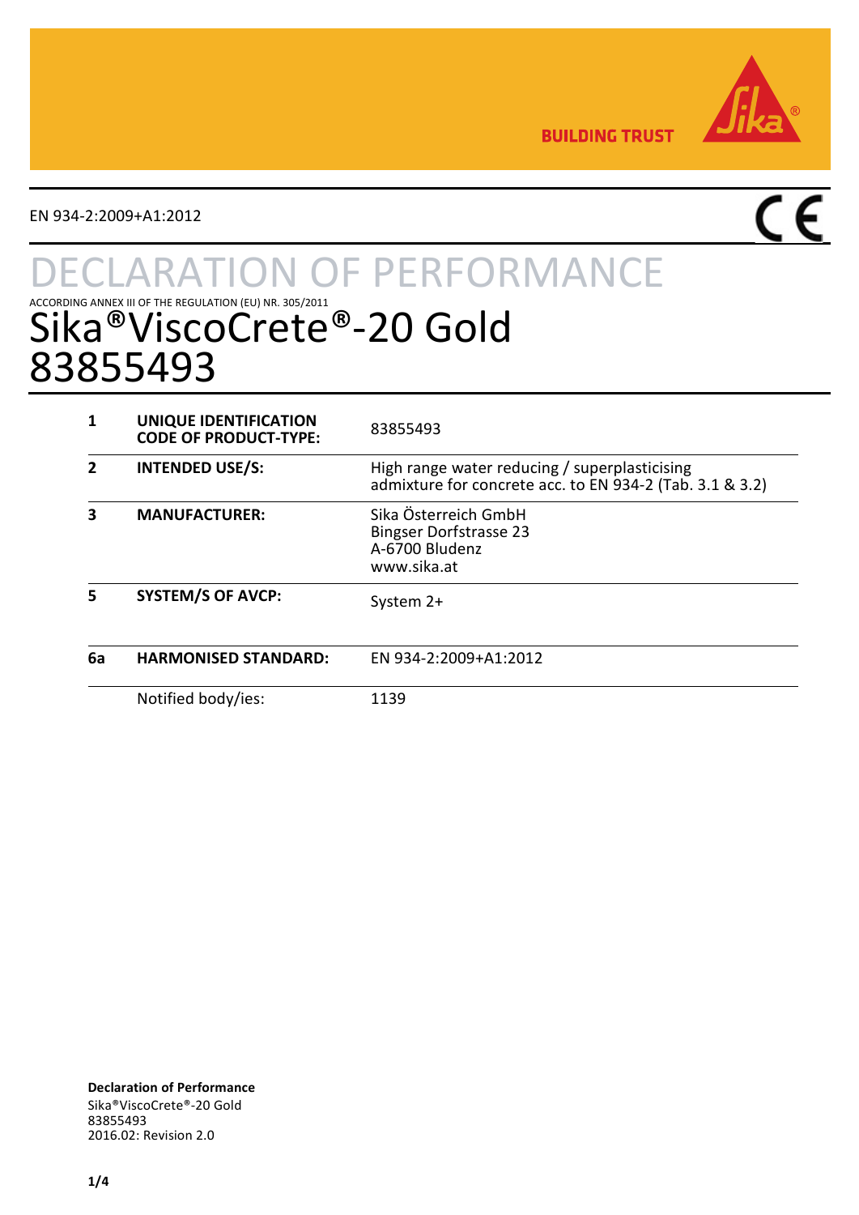EN 934-2:2009+A1:2012

# DECLARATION OF PERFORMANCE

ACCORDING ANNEX III OF THE REGULATION (EU) NR. 305/2011

# Sika®ViscoCrete®-20 Gold 83855493

| | | |
|---|---|---|
| **1** | **UNIQUE IDENTIFICATION CODE OF PRODUCT-TYPE:** | 83855493 |
| **2** | **INTENDED USE/S:** | High range water reducing / superplasticising admixture for concrete acc. to EN 934-2 (Tab. 3.1 & 3.2) |
| **3** | **MANUFACTURER:** | Sika Österreich GmbH<br>Bingser Dorfstrasse 23<br>A-6700 Bludenz<br>www.sika.at |
| **5** | **SYSTEM/S OF AVCP:** | System 2+ |
| **6a** | **HARMONISED STANDARD:** | EN 934-2:2009+A1:2012 |
| | Notified body/ies: | 1139 |

**Declaration of Performance**
Sika®ViscoCrete®-20 Gold
83855493
2016.02: Revision 2.0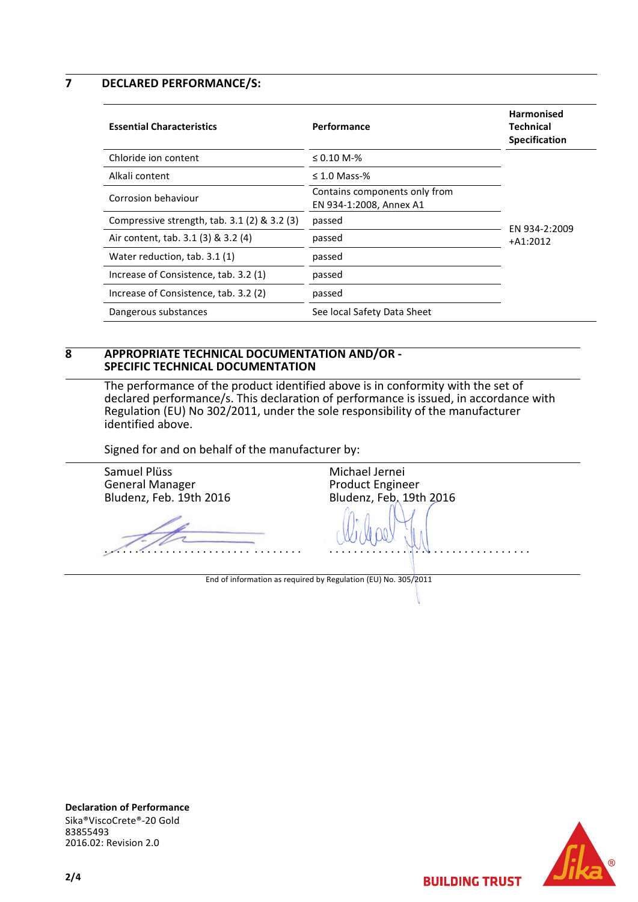## 7 DECLARED PERFORMANCE/S:

| Essential Characteristics | Performance | Harmonised Technical Specification |
|---|---|---|
| Chloride ion content | ≤ 0.10 M-% | EN 934-2:2009 +A1:2012 |
| Alkali content | ≤ 1.0 Mass-% | |
| Corrosion behaviour | Contains components only from EN 934-1:2008, Annex A1 | |
| Compressive strength, tab. 3.1 (2) & 3.2 (3) | passed | |
| Air content, tab. 3.1 (3) & 3.2 (4) | passed | |
| Water reduction, tab. 3.1 (1) | passed | |
| Increase of Consistence, tab. 3.2 (1) | passed | |
| Increase of Consistence, tab. 3.2 (2) | passed | |
| Dangerous substances | See local Safety Data Sheet | |

## 8 APPROPRIATE TECHNICAL DOCUMENTATION AND/OR - SPECIFIC TECHNICAL DOCUMENTATION

The performance of the product identified above is in conformity with the set of declared performance/s. This declaration of performance is issued, in accordance with Regulation (EU) No 302/2011, under the sole responsibility of the manufacturer identified above.

Signed for and on behalf of the manufacturer by:

Samuel Plüss
General Manager
Bludenz, Feb. 19th 2016

.........................................

Michael Jernei
Product Engineer
Bludenz, Feb. 19th 2016

.........................................

End of information as required by Regulation (EU) No. 305/2011

**Declaration of Performance**
Sika®ViscoCrete®-20 Gold
83855493
2016.02: Revision 2.0

BUILDING TRUST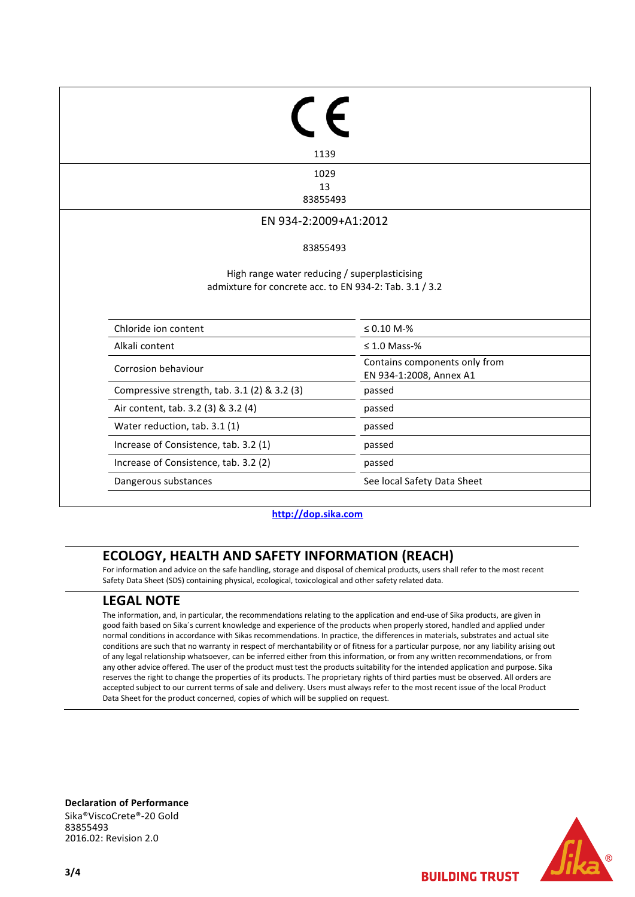CE

1139

1029
13
83855493

EN 934-2:2009+A1:2012

83855493

High range water reducing / superplasticising
admixture for concrete acc. to EN 934-2: Tab. 3.1 / 3.2

| Property | Performance |
|---|---|
| Chloride ion content | ≤ 0.10 M-% |
| Alkali content | ≤ 1.0 Mass-% |
| Corrosion behaviour | Contains components only from EN 934-1:2008, Annex A1 |
| Compressive strength, tab. 3.1 (2) & 3.2 (3) | passed |
| Air content, tab. 3.2 (3) & 3.2 (4) | passed |
| Water reduction, tab. 3.1 (1) | passed |
| Increase of Consistence, tab. 3.2 (1) | passed |
| Increase of Consistence, tab. 3.2 (2) | passed |
| Dangerous substances | See local Safety Data Sheet |

http://dop.sika.com

## ECOLOGY, HEALTH AND SAFETY INFORMATION (REACH)

For information and advice on the safe handling, storage and disposal of chemical products, users shall refer to the most recent Safety Data Sheet (SDS) containing physical, ecological, toxicological and other safety related data.

## LEGAL NOTE

The information, and, in particular, the recommendations relating to the application and end-use of Sika products, are given in good faith based on Sika´s current knowledge and experience of the products when properly stored, handled and applied under normal conditions in accordance with Sikas recommendations. In practice, the differences in materials, substrates and actual site conditions are such that no warranty in respect of merchantability or of fitness for a particular purpose, nor any liability arising out of any legal relationship whatsoever, can be inferred either from this information, or from any written recommendations, or from any other advice offered. The user of the product must test the products suitability for the intended application and purpose. Sika reserves the right to change the properties of its products. The proprietary rights of third parties must be observed. All orders are accepted subject to our current terms of sale and delivery. Users must always refer to the most recent issue of the local Product Data Sheet for the product concerned, copies of which will be supplied on request.

**Declaration of Performance**
Sika®ViscoCrete®-20 Gold
83855493
2016.02: Revision 2.0

BUILDING TRUST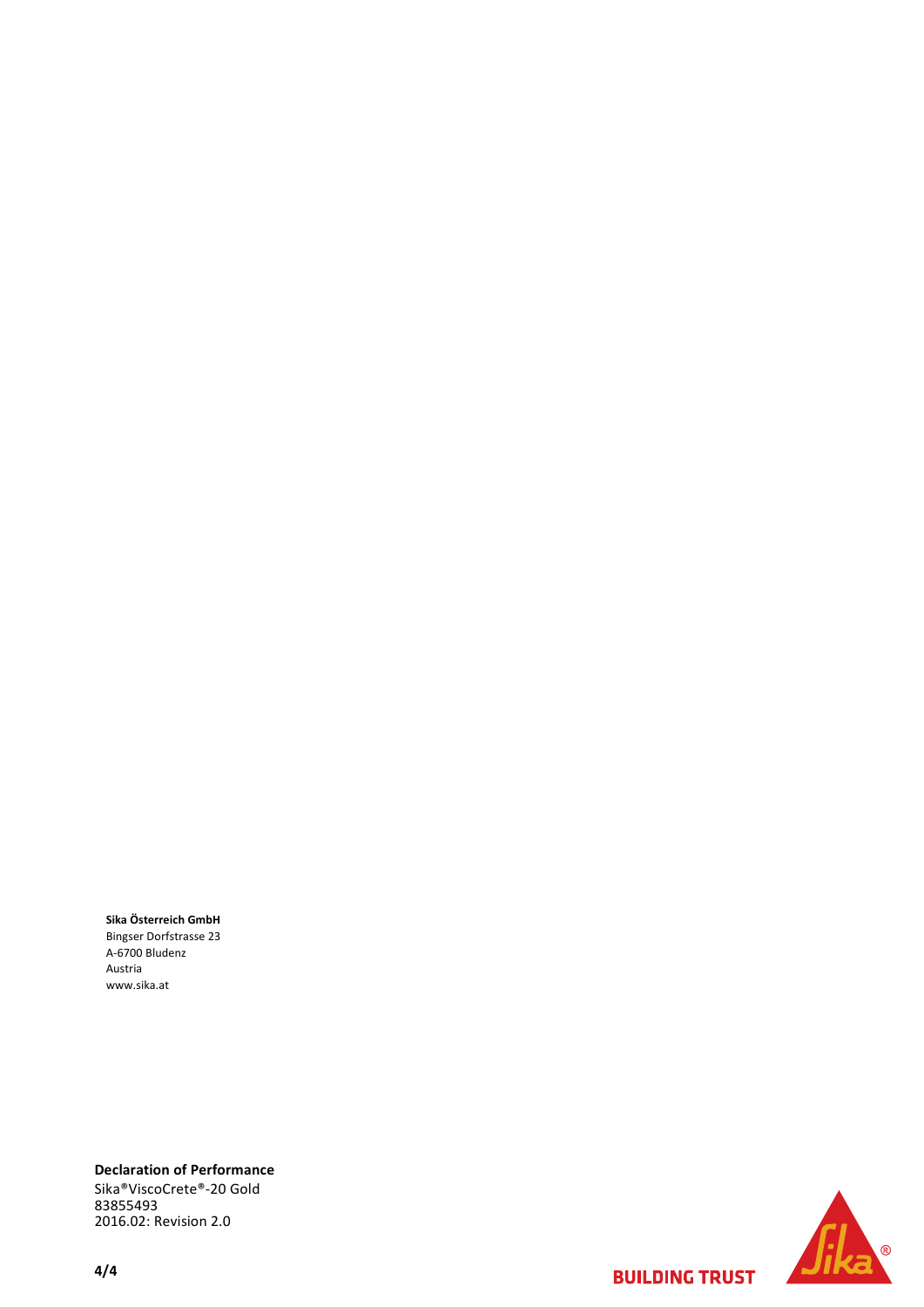**Sika Österreich GmbH**
Bingser Dorfstrasse 23
A-6700 Bludenz
Austria
www.sika.at